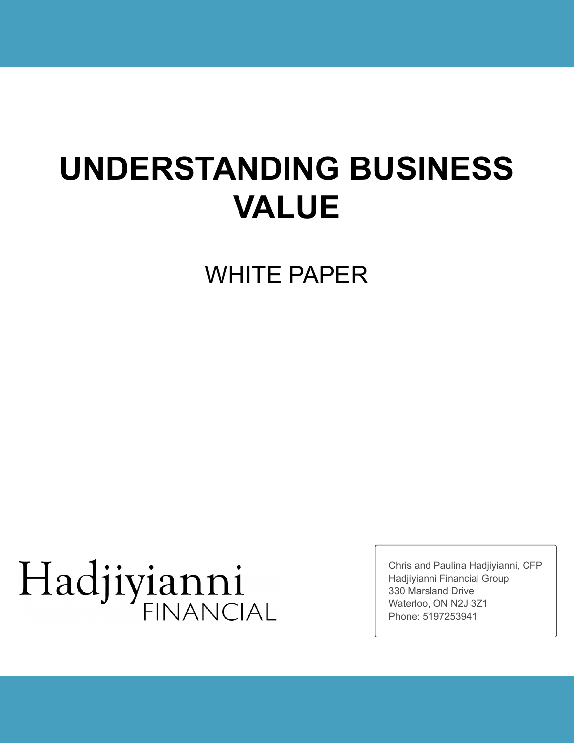# UNDERSTANDING BUSINESS VALUE

WHITE PAPER

Hadjiyianni FINANCIAL

Chris and Paulina Hadjiyianni, CFP
Hadjiyianni Financial Group
330 Marsland Drive
Waterloo, ON N2J 3Z1
Phone: 5197253941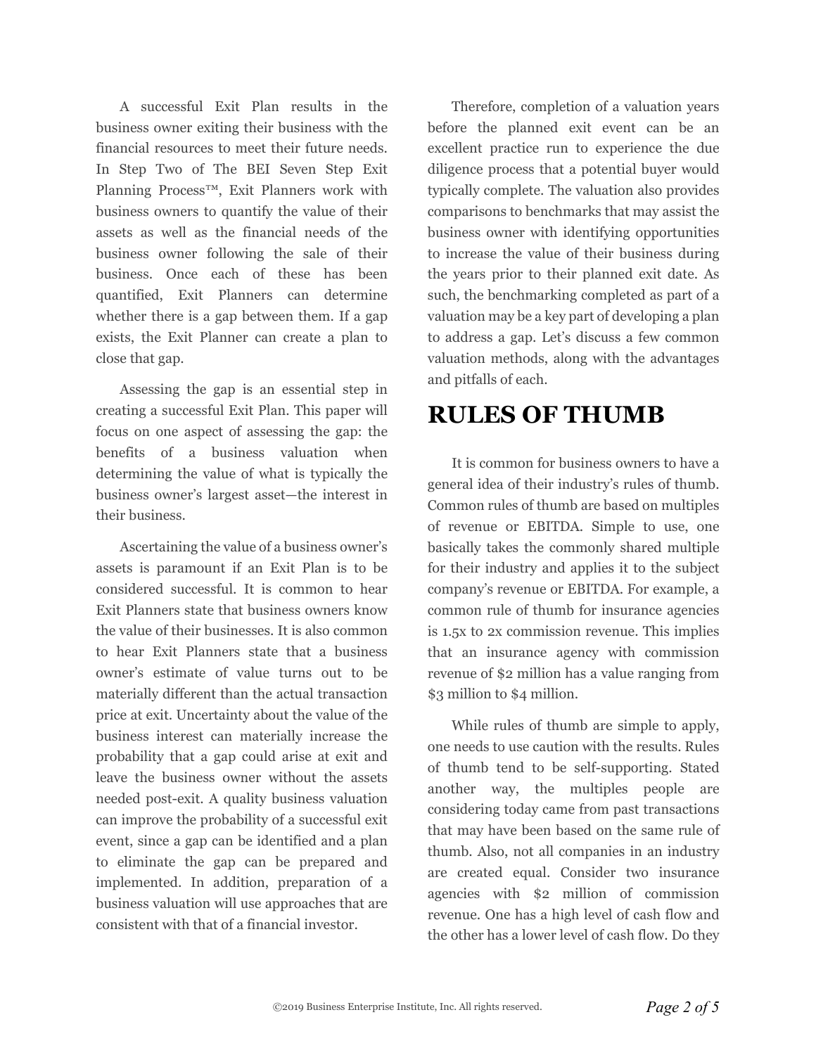A successful Exit Plan results in the business owner exiting their business with the financial resources to meet their future needs. In Step Two of The BEI Seven Step Exit Planning Process™, Exit Planners work with business owners to quantify the value of their assets as well as the financial needs of the business owner following the sale of their business. Once each of these has been quantified, Exit Planners can determine whether there is a gap between them. If a gap exists, the Exit Planner can create a plan to close that gap.

Assessing the gap is an essential step in creating a successful Exit Plan. This paper will focus on one aspect of assessing the gap: the benefits of a business valuation when determining the value of what is typically the business owner's largest asset—the interest in their business.

Ascertaining the value of a business owner's assets is paramount if an Exit Plan is to be considered successful. It is common to hear Exit Planners state that business owners know the value of their businesses. It is also common to hear Exit Planners state that a business owner's estimate of value turns out to be materially different than the actual transaction price at exit. Uncertainty about the value of the business interest can materially increase the probability that a gap could arise at exit and leave the business owner without the assets needed post-exit. A quality business valuation can improve the probability of a successful exit event, since a gap can be identified and a plan to eliminate the gap can be prepared and implemented. In addition, preparation of a business valuation will use approaches that are consistent with that of a financial investor.

Therefore, completion of a valuation years before the planned exit event can be an excellent practice run to experience the due diligence process that a potential buyer would typically complete. The valuation also provides comparisons to benchmarks that may assist the business owner with identifying opportunities to increase the value of their business during the years prior to their planned exit date. As such, the benchmarking completed as part of a valuation may be a key part of developing a plan to address a gap. Let's discuss a few common valuation methods, along with the advantages and pitfalls of each.

# RULES OF THUMB

It is common for business owners to have a general idea of their industry's rules of thumb. Common rules of thumb are based on multiples of revenue or EBITDA. Simple to use, one basically takes the commonly shared multiple for their industry and applies it to the subject company's revenue or EBITDA. For example, a common rule of thumb for insurance agencies is 1.5x to 2x commission revenue. This implies that an insurance agency with commission revenue of $2 million has a value ranging from $3 million to $4 million.

While rules of thumb are simple to apply, one needs to use caution with the results. Rules of thumb tend to be self-supporting. Stated another way, the multiples people are considering today came from past transactions that may have been based on the same rule of thumb. Also, not all companies in an industry are created equal. Consider two insurance agencies with $2 million of commission revenue. One has a high level of cash flow and the other has a lower level of cash flow. Do they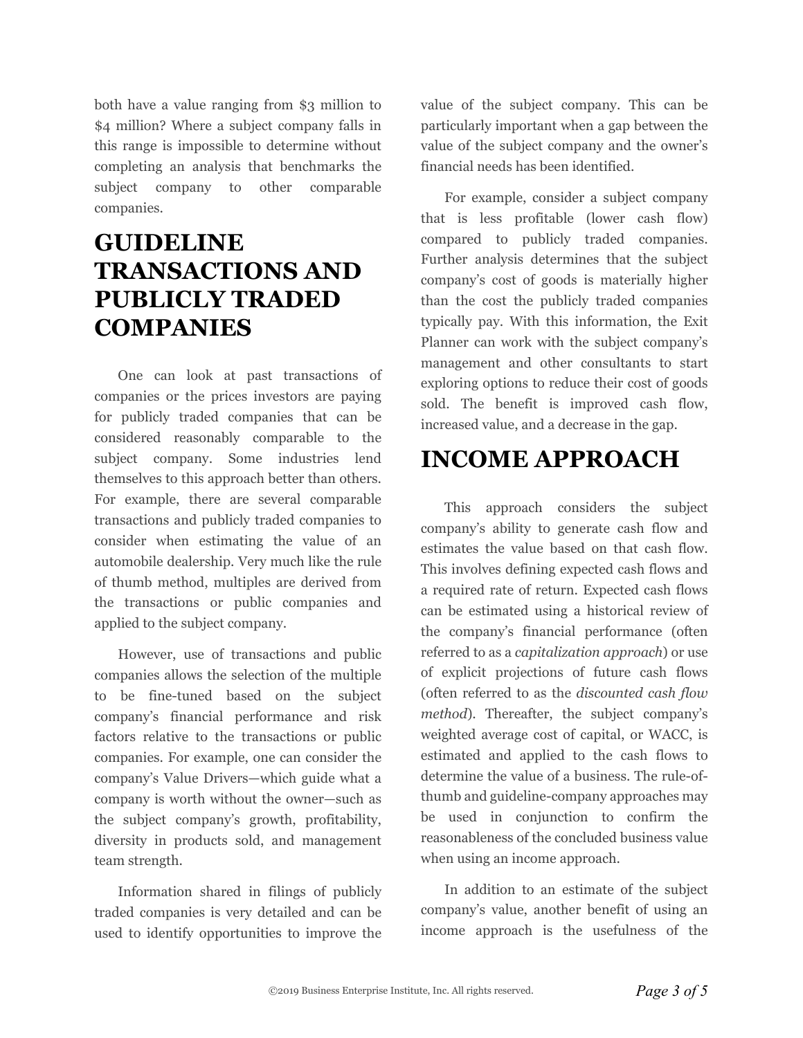both have a value ranging from $3 million to $4 million? Where a subject company falls in this range is impossible to determine without completing an analysis that benchmarks the subject company to other comparable companies.

# GUIDELINE TRANSACTIONS AND PUBLICLY TRADED COMPANIES

One can look at past transactions of companies or the prices investors are paying for publicly traded companies that can be considered reasonably comparable to the subject company. Some industries lend themselves to this approach better than others. For example, there are several comparable transactions and publicly traded companies to consider when estimating the value of an automobile dealership. Very much like the rule of thumb method, multiples are derived from the transactions or public companies and applied to the subject company.

However, use of transactions and public companies allows the selection of the multiple to be fine-tuned based on the subject company's financial performance and risk factors relative to the transactions or public companies. For example, one can consider the company's Value Drivers—which guide what a company is worth without the owner—such as the subject company's growth, profitability, diversity in products sold, and management team strength.

Information shared in filings of publicly traded companies is very detailed and can be used to identify opportunities to improve the value of the subject company. This can be particularly important when a gap between the value of the subject company and the owner's financial needs has been identified.

For example, consider a subject company that is less profitable (lower cash flow) compared to publicly traded companies. Further analysis determines that the subject company's cost of goods is materially higher than the cost the publicly traded companies typically pay. With this information, the Exit Planner can work with the subject company's management and other consultants to start exploring options to reduce their cost of goods sold. The benefit is improved cash flow, increased value, and a decrease in the gap.

# INCOME APPROACH

This approach considers the subject company's ability to generate cash flow and estimates the value based on that cash flow. This involves defining expected cash flows and a required rate of return. Expected cash flows can be estimated using a historical review of the company's financial performance (often referred to as a *capitalization approach*) or use of explicit projections of future cash flows (often referred to as the *discounted cash flow method*). Thereafter, the subject company's weighted average cost of capital, or WACC, is estimated and applied to the cash flows to determine the value of a business. The rule-of-thumb and guideline-company approaches may be used in conjunction to confirm the reasonableness of the concluded business value when using an income approach.

In addition to an estimate of the subject company's value, another benefit of using an income approach is the usefulness of the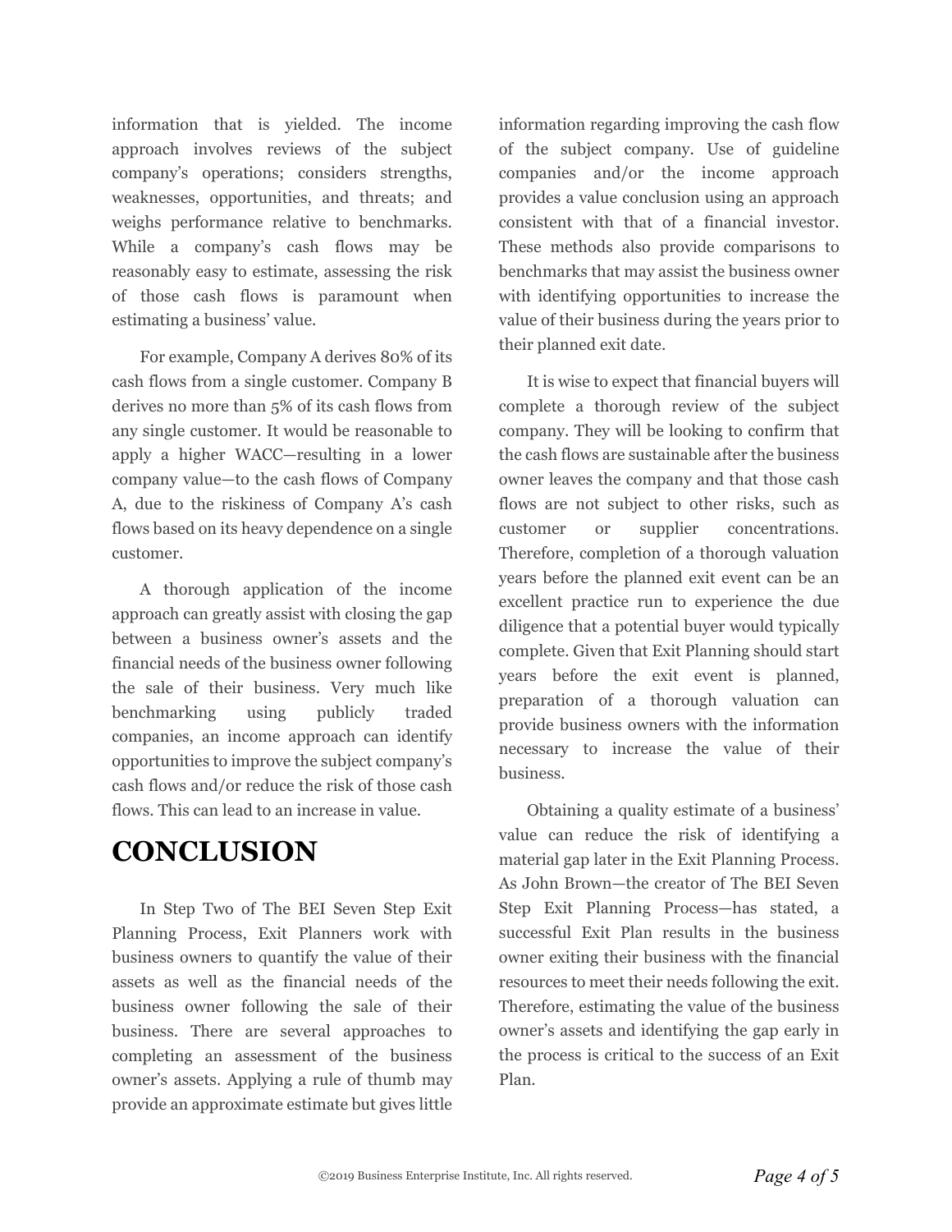information that is yielded. The income approach involves reviews of the subject company's operations; considers strengths, weaknesses, opportunities, and threats; and weighs performance relative to benchmarks. While a company's cash flows may be reasonably easy to estimate, assessing the risk of those cash flows is paramount when estimating a business' value.

For example, Company A derives 80% of its cash flows from a single customer. Company B derives no more than 5% of its cash flows from any single customer. It would be reasonable to apply a higher WACC—resulting in a lower company value—to the cash flows of Company A, due to the riskiness of Company A's cash flows based on its heavy dependence on a single customer.

A thorough application of the income approach can greatly assist with closing the gap between a business owner's assets and the financial needs of the business owner following the sale of their business. Very much like benchmarking using publicly traded companies, an income approach can identify opportunities to improve the subject company's cash flows and/or reduce the risk of those cash flows. This can lead to an increase in value.

# CONCLUSION

In Step Two of The BEI Seven Step Exit Planning Process, Exit Planners work with business owners to quantify the value of their assets as well as the financial needs of the business owner following the sale of their business. There are several approaches to completing an assessment of the business owner's assets. Applying a rule of thumb may provide an approximate estimate but gives little information regarding improving the cash flow of the subject company. Use of guideline companies and/or the income approach provides a value conclusion using an approach consistent with that of a financial investor. These methods also provide comparisons to benchmarks that may assist the business owner with identifying opportunities to increase the value of their business during the years prior to their planned exit date.

It is wise to expect that financial buyers will complete a thorough review of the subject company. They will be looking to confirm that the cash flows are sustainable after the business owner leaves the company and that those cash flows are not subject to other risks, such as customer or supplier concentrations. Therefore, completion of a thorough valuation years before the planned exit event can be an excellent practice run to experience the due diligence that a potential buyer would typically complete. Given that Exit Planning should start years before the exit event is planned, preparation of a thorough valuation can provide business owners with the information necessary to increase the value of their business.

Obtaining a quality estimate of a business' value can reduce the risk of identifying a material gap later in the Exit Planning Process. As John Brown—the creator of The BEI Seven Step Exit Planning Process—has stated, a successful Exit Plan results in the business owner exiting their business with the financial resources to meet their needs following the exit. Therefore, estimating the value of the business owner's assets and identifying the gap early in the process is critical to the success of an Exit Plan.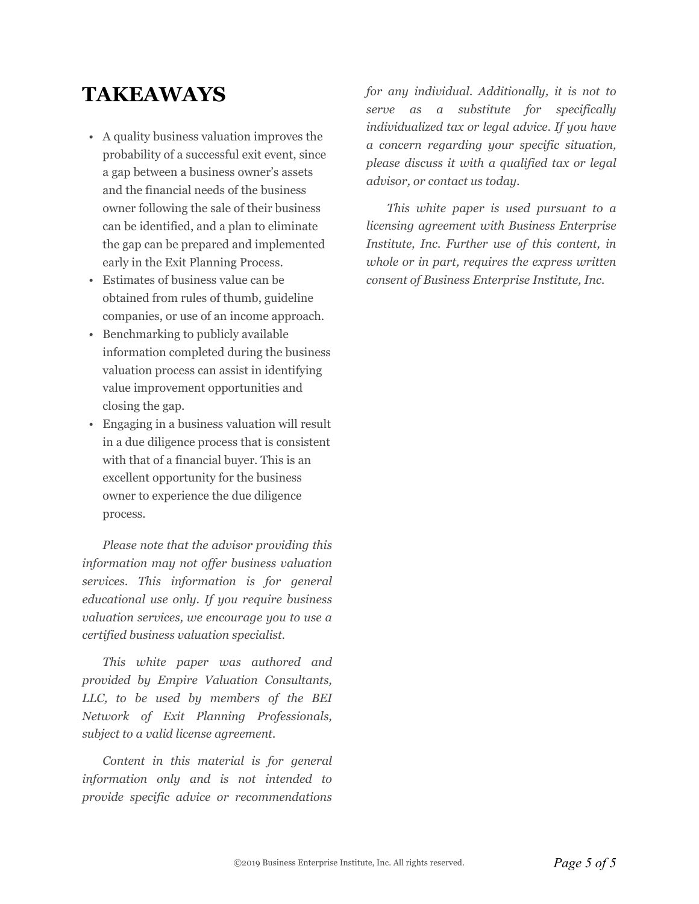## TAKEAWAYS

- A quality business valuation improves the probability of a successful exit event, since a gap between a business owner's assets and the financial needs of the business owner following the sale of their business can be identified, and a plan to eliminate the gap can be prepared and implemented early in the Exit Planning Process.
- Estimates of business value can be obtained from rules of thumb, guideline companies, or use of an income approach.
- Benchmarking to publicly available information completed during the business valuation process can assist in identifying value improvement opportunities and closing the gap.
- Engaging in a business valuation will result in a due diligence process that is consistent with that of a financial buyer. This is an excellent opportunity for the business owner to experience the due diligence process.

*Please note that the advisor providing this information may not offer business valuation services. This information is for general educational use only. If you require business valuation services, we encourage you to use a certified business valuation specialist.*

*This white paper was authored and provided by Empire Valuation Consultants, LLC, to be used by members of the BEI Network of Exit Planning Professionals, subject to a valid license agreement.*

*Content in this material is for general information only and is not intended to provide specific advice or recommendations for any individual. Additionally, it is not to serve as a substitute for specifically individualized tax or legal advice. If you have a concern regarding your specific situation, please discuss it with a qualified tax or legal advisor, or contact us today.*

*This white paper is used pursuant to a licensing agreement with Business Enterprise Institute, Inc. Further use of this content, in whole or in part, requires the express written consent of Business Enterprise Institute, Inc.*

©2019 Business Enterprise Institute, Inc. All rights reserved.